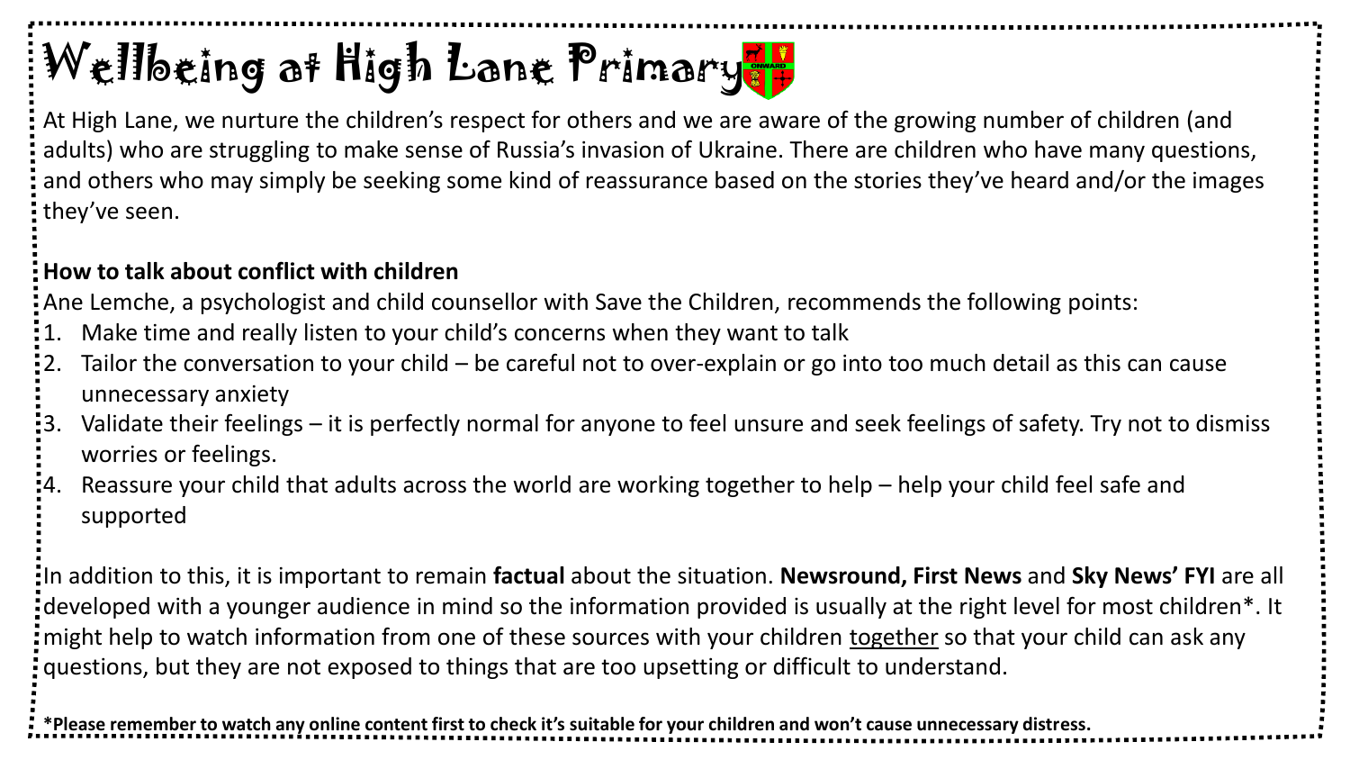# Wellbeing at High Lane Primary

At High Lane, we nurture the children's respect for others and we are aware of the growing number of children (and adults) who are struggling to make sense of Russia's invasion of Ukraine. There are children who have many questions, and others who may simply be seeking some kind of reassurance based on the stories they've heard and/or the images they've seen.

**How to talk about conflict with children**

Ane Lemche, a psychologist and child counsellor with Save the Children, recommends the following points:

1. Make time and really listen to your child's concerns when they want to talk
2. Tailor the conversation to your child – be careful not to over-explain or go into too much detail as this can cause unnecessary anxiety
3. Validate their feelings – it is perfectly normal for anyone to feel unsure and seek feelings of safety. Try not to dismiss worries or feelings.
4. Reassure your child that adults across the world are working together to help – help your child feel safe and supported

In addition to this, it is important to remain **factual** about the situation. **Newsround, First News** and **Sky News' FYI** are all developed with a younger audience in mind so the information provided is usually at the right level for most children*. It might help to watch information from one of these sources with your children <u>together</u> so that your child can ask any questions, but they are not exposed to things that are too upsetting or difficult to understand.

**\*Please remember to watch any online content first to check it's suitable for your children and won't cause unnecessary distress.**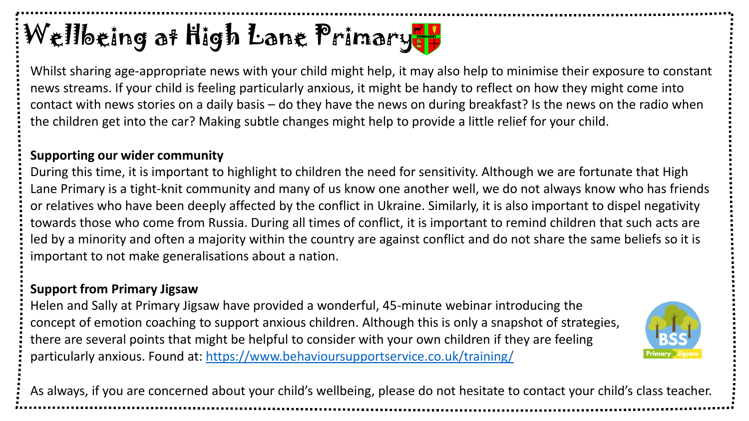# Wellbeing at High Lane Primary

Whilst sharing age-appropriate news with your child might help, it may also help to minimise their exposure to constant news streams. If your child is feeling particularly anxious, it might be handy to reflect on how they might come into contact with news stories on a daily basis – do they have the news on during breakfast? Is the news on the radio when the children get into the car? Making subtle changes might help to provide a little relief for your child.

**Supporting our wider community**

During this time, it is important to highlight to children the need for sensitivity. Although we are fortunate that High Lane Primary is a tight-knit community and many of us know one another well, we do not always know who has friends or relatives who have been deeply affected by the conflict in Ukraine. Similarly, it is also important to dispel negativity towards those who come from Russia. During all times of conflict, it is important to remind children that such acts are led by a minority and often a majority within the country are against conflict and do not share the same beliefs so it is important to not make generalisations about a nation.

**Support from Primary Jigsaw**

Helen and Sally at Primary Jigsaw have provided a wonderful, 45-minute webinar introducing the concept of emotion coaching to support anxious children. Although this is only a snapshot of strategies, there are several points that might be helpful to consider with your own children if they are feeling particularly anxious. Found at: https://www.behavioursupportservice.co.uk/training/

As always, if you are concerned about your child's wellbeing, please do not hesitate to contact your child's class teacher.